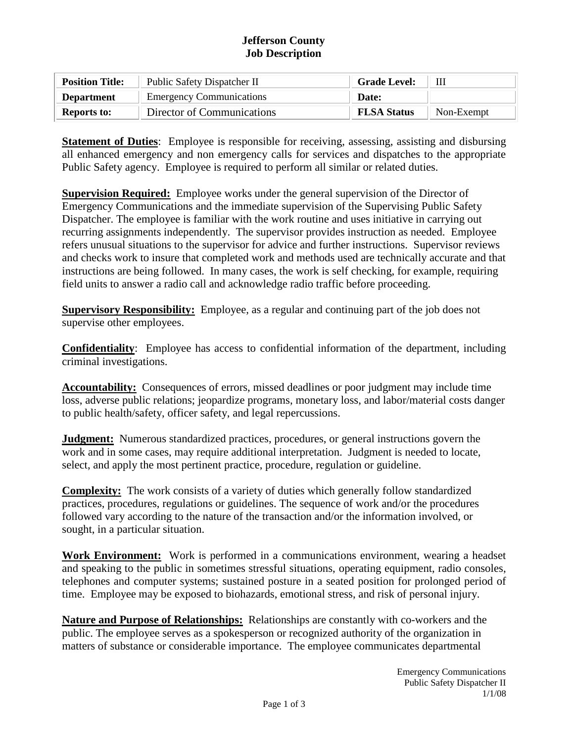# Jefferson County
## Job Description

| **Position Title:** | Public Safety Dispatcher II | **Grade Level:** | III |
|---|---|---|---|
| **Department** | Emergency Communications | **Date:** | |
| **Reports to:** | Director of Communications | **FLSA Status** | Non-Exempt |

**Statement of Duties**: Employee is responsible for receiving, assessing, assisting and disbursing all enhanced emergency and non emergency calls for services and dispatches to the appropriate Public Safety agency. Employee is required to perform all similar or related duties.

**Supervision Required:** Employee works under the general supervision of the Director of Emergency Communications and the immediate supervision of the Supervising Public Safety Dispatcher. The employee is familiar with the work routine and uses initiative in carrying out recurring assignments independently. The supervisor provides instruction as needed. Employee refers unusual situations to the supervisor for advice and further instructions. Supervisor reviews and checks work to insure that completed work and methods used are technically accurate and that instructions are being followed. In many cases, the work is self checking, for example, requiring field units to answer a radio call and acknowledge radio traffic before proceeding.

**Supervisory Responsibility:** Employee, as a regular and continuing part of the job does not supervise other employees.

**Confidentiality**: Employee has access to confidential information of the department, including criminal investigations.

**Accountability:** Consequences of errors, missed deadlines or poor judgment may include time loss, adverse public relations; jeopardize programs, monetary loss, and labor/material costs danger to public health/safety, officer safety, and legal repercussions.

**Judgment:** Numerous standardized practices, procedures, or general instructions govern the work and in some cases, may require additional interpretation. Judgment is needed to locate, select, and apply the most pertinent practice, procedure, regulation or guideline.

**Complexity:** The work consists of a variety of duties which generally follow standardized practices, procedures, regulations or guidelines. The sequence of work and/or the procedures followed vary according to the nature of the transaction and/or the information involved, or sought, in a particular situation.

**Work Environment:** Work is performed in a communications environment, wearing a headset and speaking to the public in sometimes stressful situations, operating equipment, radio consoles, telephones and computer systems; sustained posture in a seated position for prolonged period of time. Employee may be exposed to biohazards, emotional stress, and risk of personal injury.

**Nature and Purpose of Relationships:** Relationships are constantly with co-workers and the public. The employee serves as a spokesperson or recognized authority of the organization in matters of substance or considerable importance. The employee communicates departmental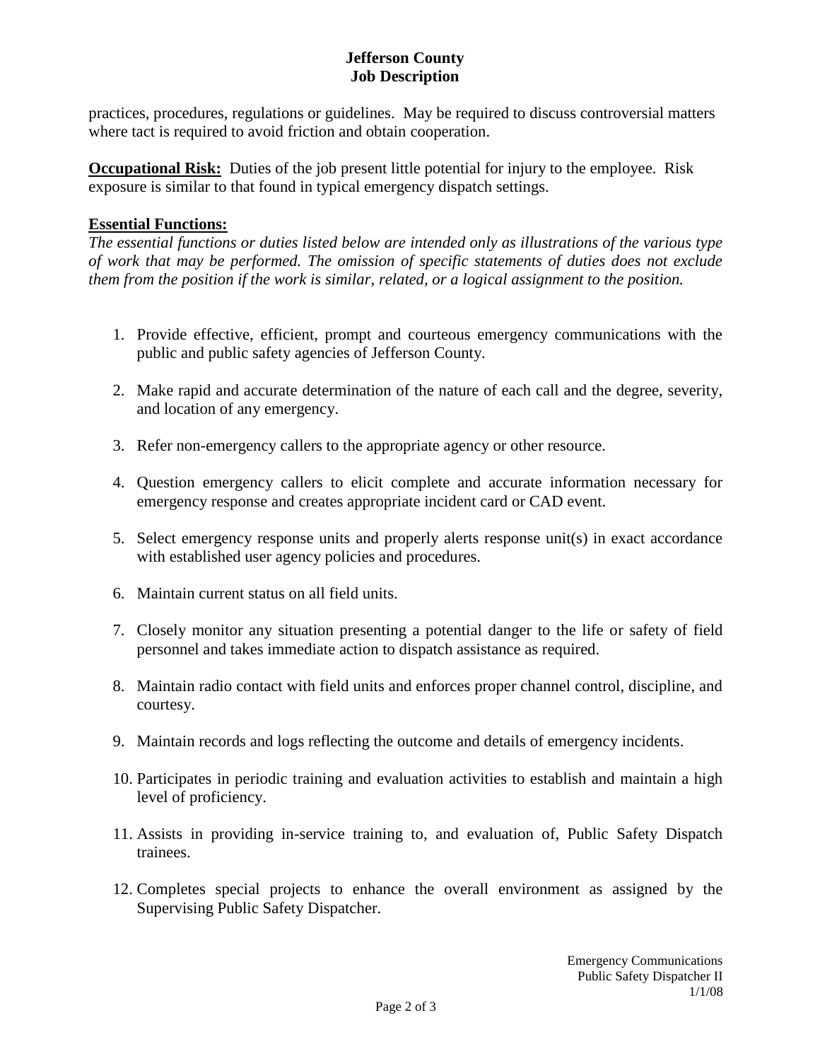practices, procedures, regulations or guidelines. May be required to discuss controversial matters where tact is required to avoid friction and obtain cooperation.

**Occupational Risk:** Duties of the job present little potential for injury to the employee. Risk exposure is similar to that found in typical emergency dispatch settings.

**Essential Functions:**

*The essential functions or duties listed below are intended only as illustrations of the various type of work that may be performed. The omission of specific statements of duties does not exclude them from the position if the work is similar, related, or a logical assignment to the position.*

1. Provide effective, efficient, prompt and courteous emergency communications with the public and public safety agencies of Jefferson County.
2. Make rapid and accurate determination of the nature of each call and the degree, severity, and location of any emergency.
3. Refer non-emergency callers to the appropriate agency or other resource.
4. Question emergency callers to elicit complete and accurate information necessary for emergency response and creates appropriate incident card or CAD event.
5. Select emergency response units and properly alerts response unit(s) in exact accordance with established user agency policies and procedures.
6. Maintain current status on all field units.
7. Closely monitor any situation presenting a potential danger to the life or safety of field personnel and takes immediate action to dispatch assistance as required.
8. Maintain radio contact with field units and enforces proper channel control, discipline, and courtesy.
9. Maintain records and logs reflecting the outcome and details of emergency incidents.
10. Participates in periodic training and evaluation activities to establish and maintain a high level of proficiency.
11. Assists in providing in-service training to, and evaluation of, Public Safety Dispatch trainees.
12. Completes special projects to enhance the overall environment as assigned by the Supervising Public Safety Dispatcher.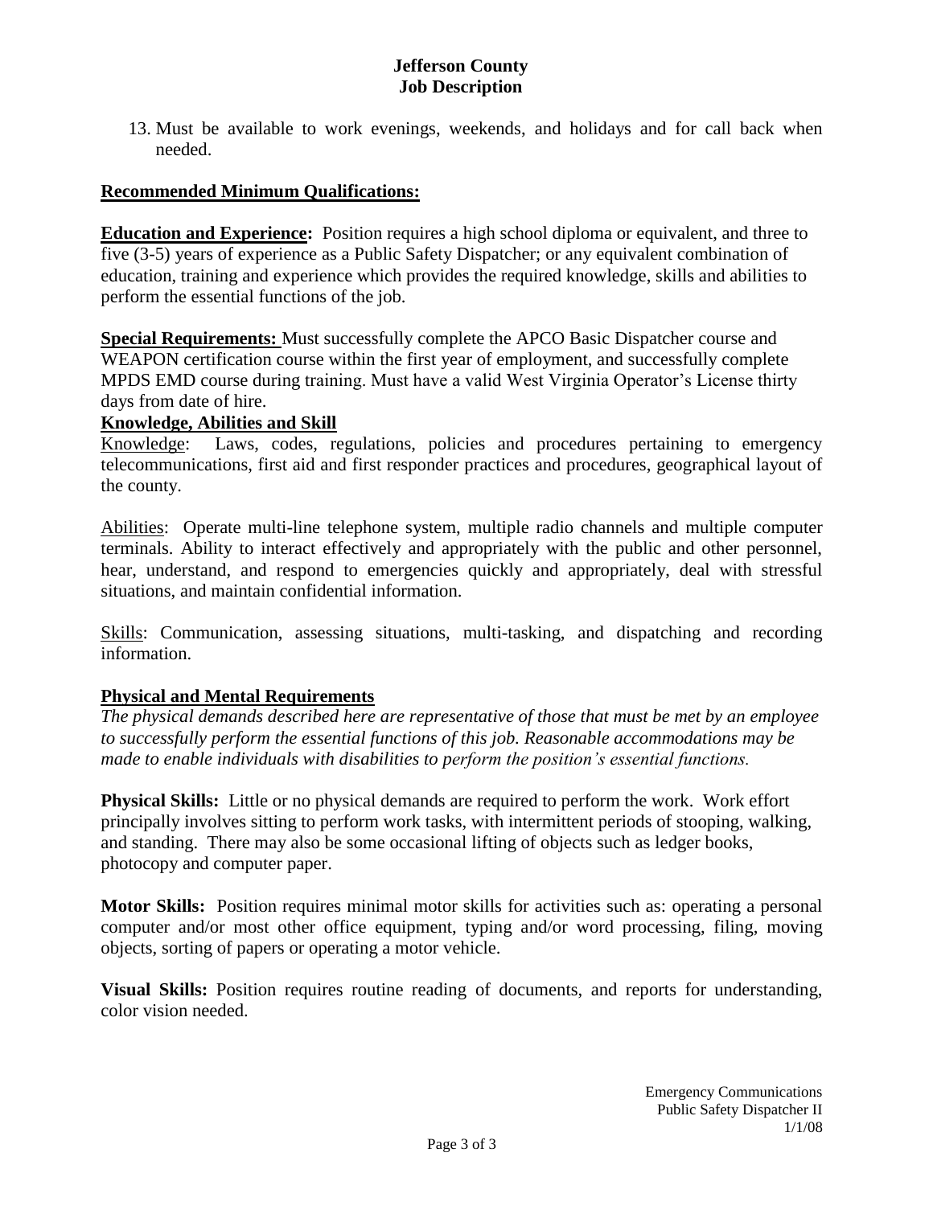13. Must be available to work evenings, weekends, and holidays and for call back when needed.

## Recommended Minimum Qualifications:

**Education and Experience:** Position requires a high school diploma or equivalent, and three to five (3-5) years of experience as a Public Safety Dispatcher; or any equivalent combination of education, training and experience which provides the required knowledge, skills and abilities to perform the essential functions of the job.

**Special Requirements:** Must successfully complete the APCO Basic Dispatcher course and WEAPON certification course within the first year of employment, and successfully complete MPDS EMD course during training. Must have a valid West Virginia Operator's License thirty days from date of hire.

## Knowledge, Abilities and Skill

Knowledge: Laws, codes, regulations, policies and procedures pertaining to emergency telecommunications, first aid and first responder practices and procedures, geographical layout of the county.

Abilities: Operate multi-line telephone system, multiple radio channels and multiple computer terminals. Ability to interact effectively and appropriately with the public and other personnel, hear, understand, and respond to emergencies quickly and appropriately, deal with stressful situations, and maintain confidential information.

Skills: Communication, assessing situations, multi-tasking, and dispatching and recording information.

## Physical and Mental Requirements

*The physical demands described here are representative of those that must be met by an employee to successfully perform the essential functions of this job. Reasonable accommodations may be made to enable individuals with disabilities to perform the position's essential functions.*

**Physical Skills:** Little or no physical demands are required to perform the work. Work effort principally involves sitting to perform work tasks, with intermittent periods of stooping, walking, and standing. There may also be some occasional lifting of objects such as ledger books, photocopy and computer paper.

**Motor Skills:** Position requires minimal motor skills for activities such as: operating a personal computer and/or most other office equipment, typing and/or word processing, filing, moving objects, sorting of papers or operating a motor vehicle.

**Visual Skills:** Position requires routine reading of documents, and reports for understanding, color vision needed.

Emergency Communications
Public Safety Dispatcher II
1/1/08